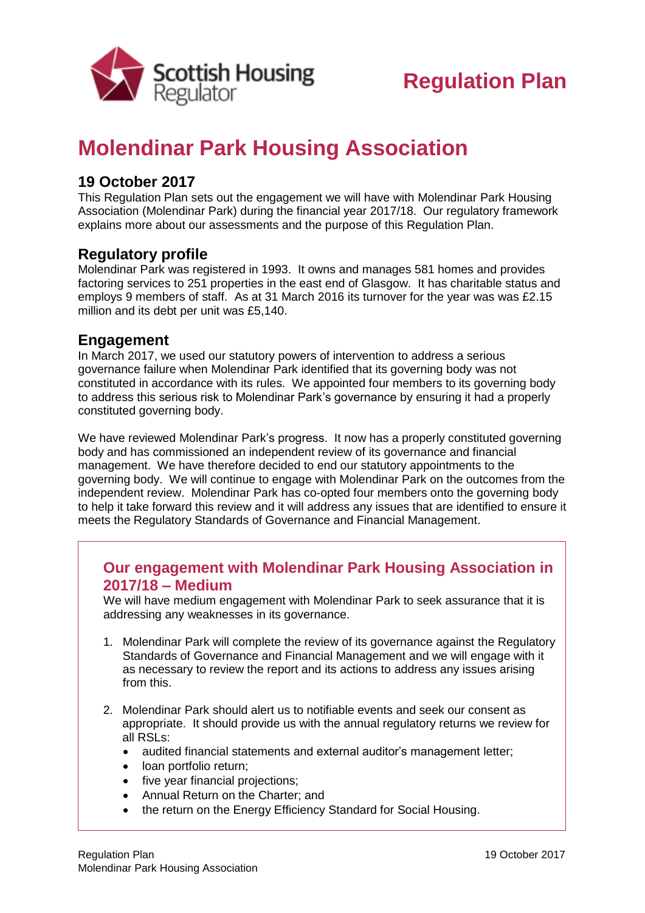Regulation Plan

# Molendinar Park Housing Association

## 19 October 2017

This Regulation Plan sets out the engagement we will have with Molendinar Park Housing Association (Molendinar Park) during the financial year 2017/18. Our regulatory framework explains more about our assessments and the purpose of this Regulation Plan.

## Regulatory profile

Molendinar Park was registered in 1993. It owns and manages 581 homes and provides factoring services to 251 properties in the east end of Glasgow. It has charitable status and employs 9 members of staff. As at 31 March 2016 its turnover for the year was was £2.15 million and its debt per unit was £5,140.

## Engagement

In March 2017, we used our statutory powers of intervention to address a serious governance failure when Molendinar Park identified that its governing body was not constituted in accordance with its rules. We appointed four members to its governing body to address this serious risk to Molendinar Park's governance by ensuring it had a properly constituted governing body.

We have reviewed Molendinar Park's progress. It now has a properly constituted governing body and has commissioned an independent review of its governance and financial management. We have therefore decided to end our statutory appointments to the governing body. We will continue to engage with Molendinar Park on the outcomes from the independent review. Molendinar Park has co-opted four members onto the governing body to help it take forward this review and it will address any issues that are identified to ensure it meets the Regulatory Standards of Governance and Financial Management.

### Our engagement with Molendinar Park Housing Association in 2017/18 – Medium

We will have medium engagement with Molendinar Park to seek assurance that it is addressing any weaknesses in its governance.

1. Molendinar Park will complete the review of its governance against the Regulatory Standards of Governance and Financial Management and we will engage with it as necessary to review the report and its actions to address any issues arising from this.

2. Molendinar Park should alert us to notifiable events and seek our consent as appropriate. It should provide us with the annual regulatory returns we review for all RSLs:
   - audited financial statements and external auditor's management letter;
   - loan portfolio return;
   - five year financial projections;
   - Annual Return on the Charter; and
   - the return on the Energy Efficiency Standard for Social Housing.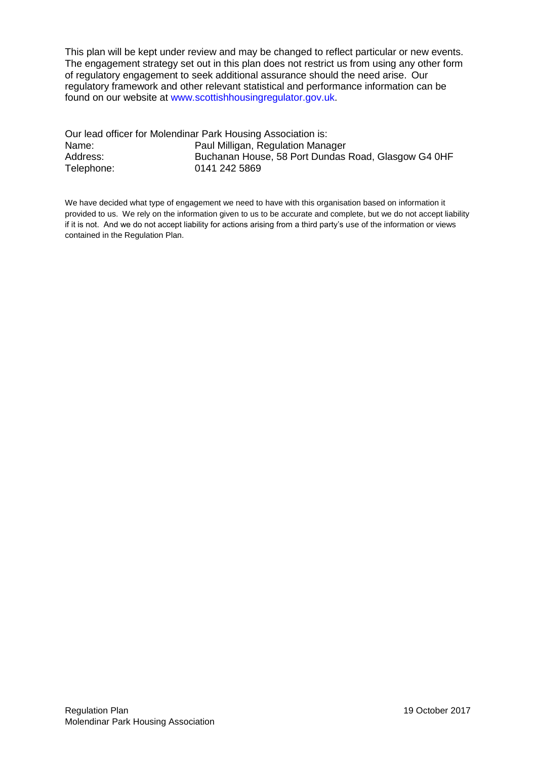This plan will be kept under review and may be changed to reflect particular or new events. The engagement strategy set out in this plan does not restrict us from using any other form of regulatory engagement to seek additional assurance should the need arise. Our regulatory framework and other relevant statistical and performance information can be found on our website at www.scottishhousingregulator.gov.uk.

Our lead officer for Molendinar Park Housing Association is:

| | |
|---|---|
| Name: | Paul Milligan, Regulation Manager |
| Address: | Buchanan House, 58 Port Dundas Road, Glasgow G4 0HF |
| Telephone: | 0141 242 5869 |

We have decided what type of engagement we need to have with this organisation based on information it provided to us. We rely on the information given to us to be accurate and complete, but we do not accept liability if it is not. And we do not accept liability for actions arising from a third party's use of the information or views contained in the Regulation Plan.